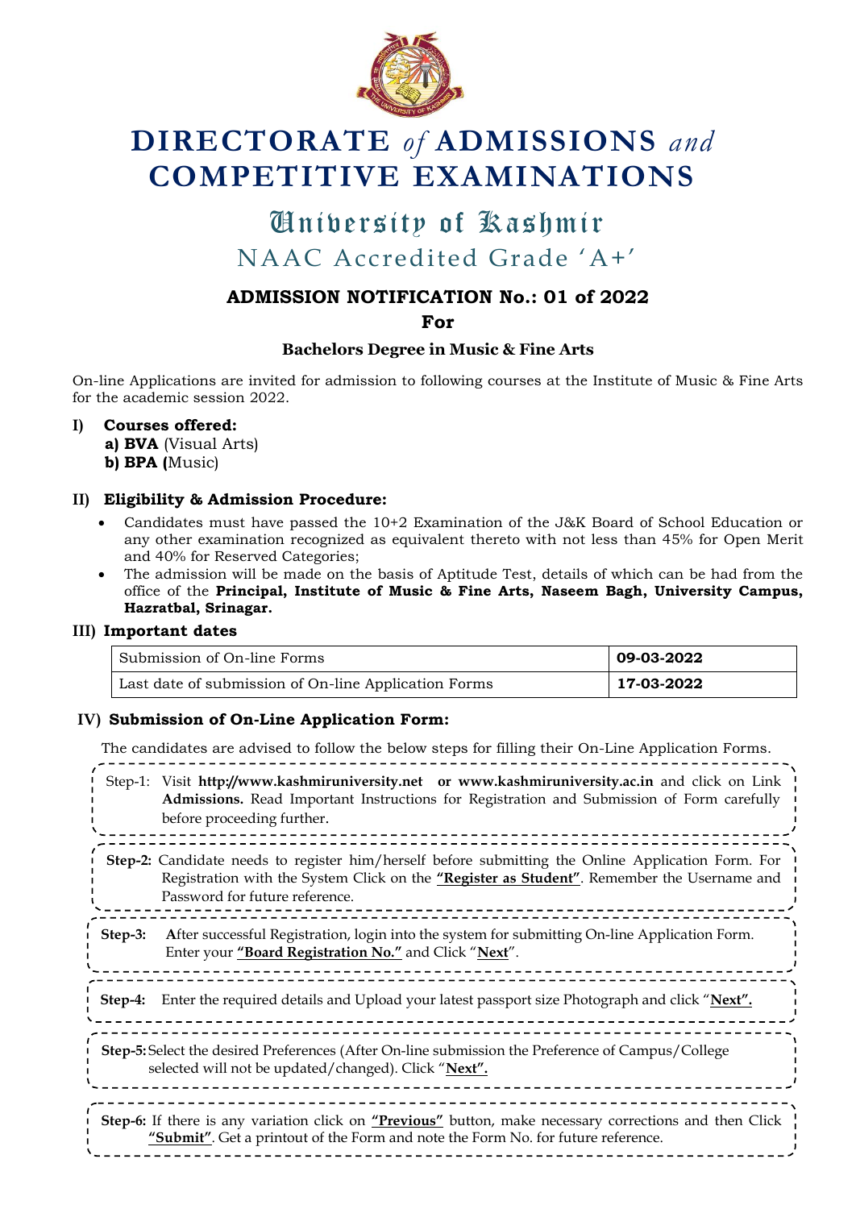# DIRECTORATE *of* ADMISSIONS *and* COMPETITIVE EXAMINATIONS

## University of Kashmir

NAAC Accredited Grade 'A+'

### ADMISSION NOTIFICATION No.: 01 of 2022

**For**

**Bachelors Degree in Music & Fine Arts**

On-line Applications are invited for admission to following courses at the Institute of Music & Fine Arts for the academic session 2022.

**I) Courses offered:**

**a) BVA** (Visual Arts)
**b) BPA (**Music)

**II) Eligibility & Admission Procedure:**

- Candidates must have passed the 10+2 Examination of the J&K Board of School Education or any other examination recognized as equivalent thereto with not less than 45% for Open Merit and 40% for Reserved Categories;
- The admission will be made on the basis of Aptitude Test, details of which can be had from the office of the **Principal, Institute of Music & Fine Arts, Naseem Bagh, University Campus, Hazratbal, Srinagar.**

**III) Important dates**

| Submission of On-line Forms | **09-03-2022** |
|---|---|
| Last date of submission of On-line Application Forms | **17-03-2022** |

**IV) Submission of On-Line Application Form:**

The candidates are advised to follow the below steps for filling their On-Line Application Forms.

Step-1: Visit **http://www.kashmiruniversity.net or www.kashmiruniversity.ac.in** and click on Link **Admissions.** Read Important Instructions for Registration and Submission of Form carefully before proceeding further.

**Step-2:** Candidate needs to register him/herself before submitting the Online Application Form. For Registration with the System Click on the **"Register as Student"**. Remember the Username and Password for future reference.

**Step-3:** **A**fter successful Registration, login into the system for submitting On-line Application Form. Enter your **"Board Registration No."** and Click "**Next**".

**Step-4:** Enter the required details and Upload your latest passport size Photograph and click "**Next".**

**Step-5:** Select the desired Preferences (After On-line submission the Preference of Campus/College selected will not be updated/changed). Click "**Next".**

**Step-6:** If there is any variation click on **"Previous"** button, make necessary corrections and then Click **"Submit"**. Get a printout of the Form and note the Form No. for future reference.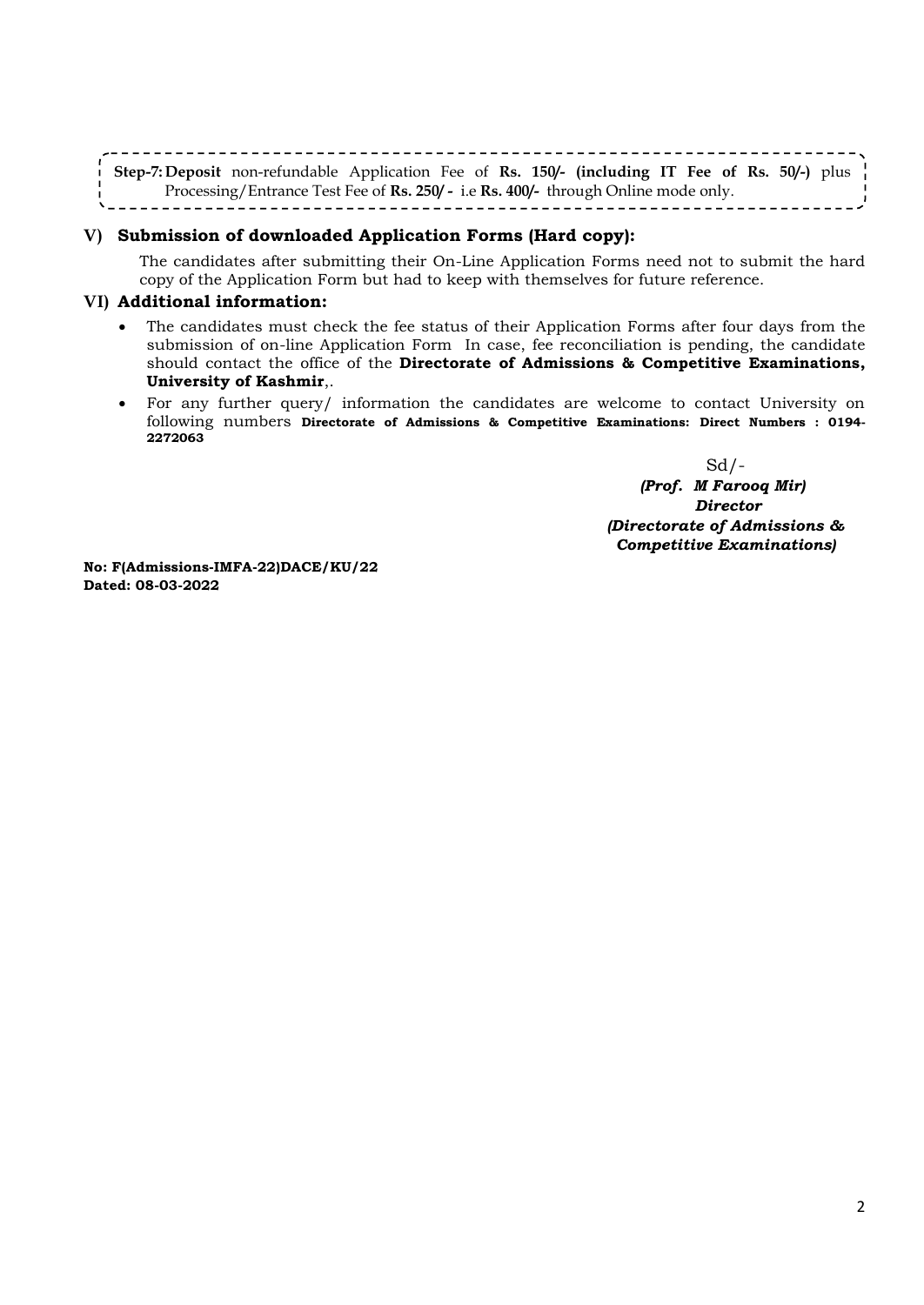**Step-7: Deposit** non-refundable Application Fee of **Rs. 150/- (including IT Fee of Rs. 50/-)** plus Processing/Entrance Test Fee of **Rs. 250/ -** i.e **Rs. 400/-** through Online mode only.

## V) Submission of downloaded Application Forms (Hard copy):

The candidates after submitting their On-Line Application Forms need not to submit the hard copy of the Application Form but had to keep with themselves for future reference.

## VI) Additional information:

- The candidates must check the fee status of their Application Forms after four days from the submission of on-line Application Form In case, fee reconciliation is pending, the candidate should contact the office of the **Directorate of Admissions & Competitive Examinations, University of Kashmir**,.
- For any further query/ information the candidates are welcome to contact University on following numbers **Directorate of Admissions & Competitive Examinations: Direct Numbers : 0194-2272063**

Sd/-
***(Prof. M Farooq Mir)***
***Director***
***(Directorate of Admissions & Competitive Examinations)***

**No: F(Admissions-IMFA-22)DACE/KU/22**
**Dated: 08-03-2022**